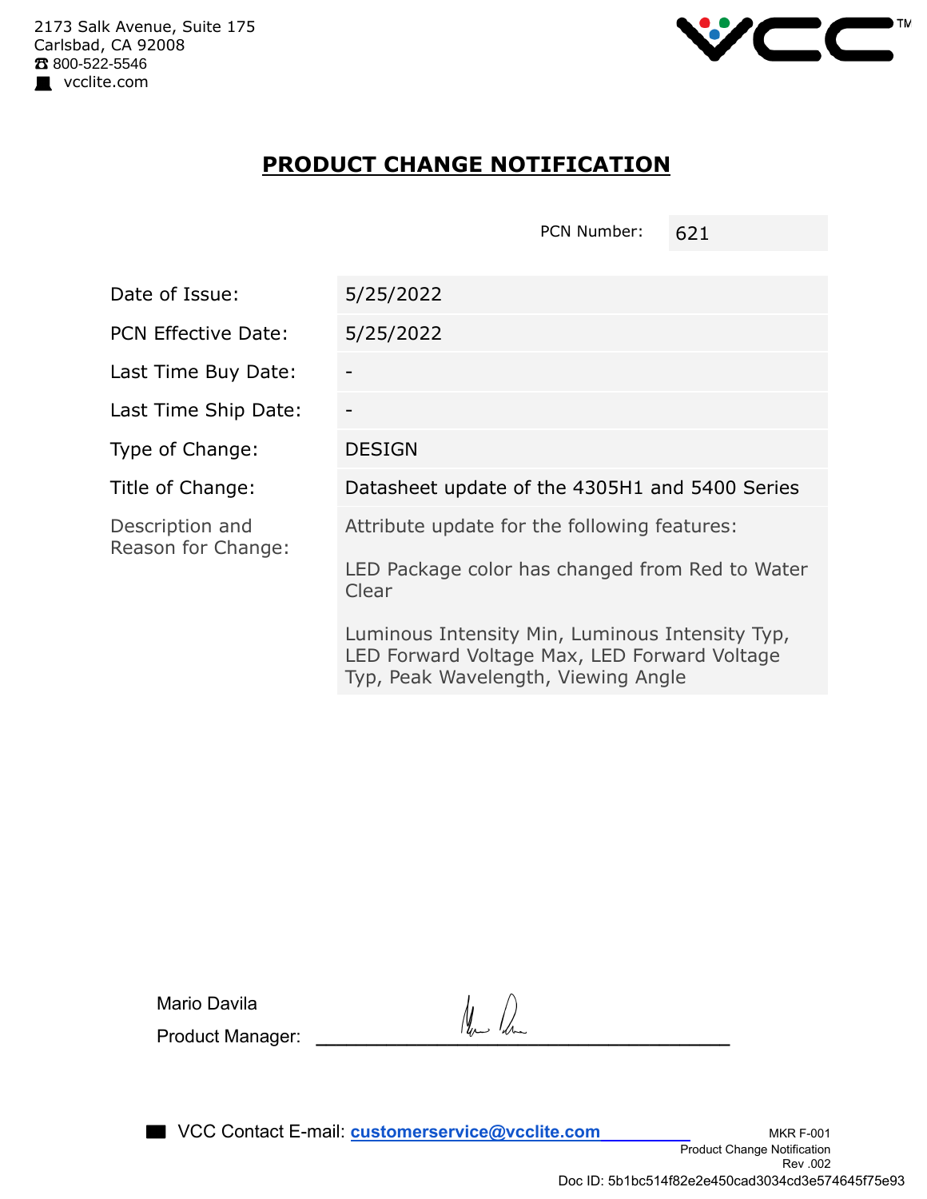2173 Salk Avenue, Suite 175
Carlsbad, CA 92008
☎ 800-522-5546
vcclite.com

# PRODUCT CHANGE NOTIFICATION

| PCN Number: | 621 |
|---|---|

| | |
|---|---|
| Date of Issue: | 5/25/2022 |
| PCN Effective Date: | 5/25/2022 |
| Last Time Buy Date: | - |
| Last Time Ship Date: | - |
| Type of Change: | DESIGN |
| Title of Change: | Datasheet update of the 4305H1 and 5400 Series |
| Description and Reason for Change: | Attribute update for the following features:<br><br>LED Package color has changed from Red to Water Clear<br><br>Luminous Intensity Min, Luminous Intensity Typ, LED Forward Voltage Max, LED Forward Voltage Typ, Peak Wavelength, Viewing Angle |

Mario Davila

Product Manager: ______________________

VCC Contact E-mail: customerservice@vcclite.com

MKR F-001
Product Change Notification
Rev .002

Doc ID: 5b1bc514f82e2e450cad3034cd3e574645f75e93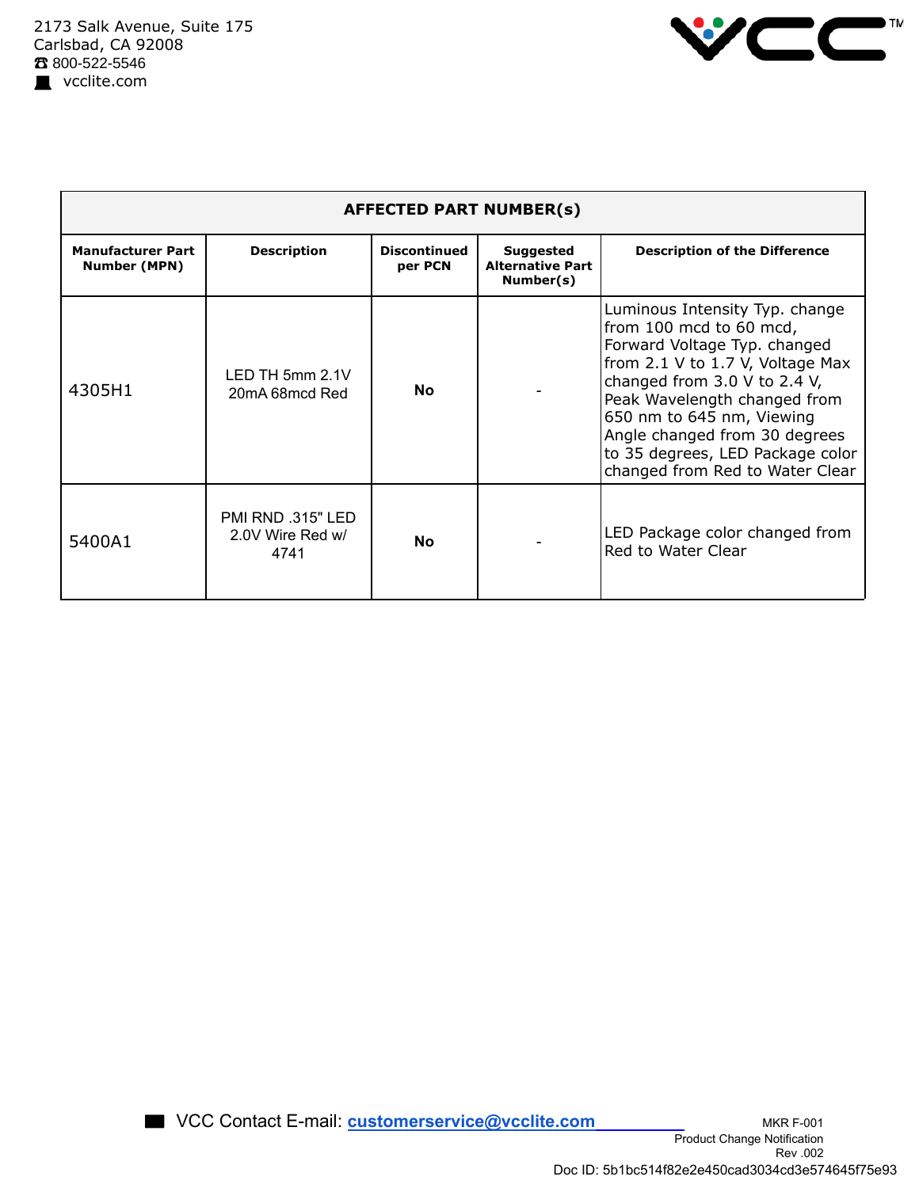2173 Salk Avenue, Suite 175
Carlsbad, CA 92008
☎ 800-522-5546
vcclite.com

| AFFECTED PART NUMBER(s) | | | | |
|---|---|---|---|---|
| **Manufacturer Part Number (MPN)** | **Description** | **Discontinued per PCN** | **Suggested Alternative Part Number(s)** | **Description of the Difference** |
| 4305H1 | LED TH 5mm 2.1V 20mA 68mcd Red | **No** | - | Luminous Intensity Typ. change from 100 mcd to 60 mcd, Forward Voltage Typ. changed from 2.1 V to 1.7 V, Voltage Max changed from 3.0 V to 2.4 V, Peak Wavelength changed from 650 nm to 645 nm, Viewing Angle changed from 30 degrees to 35 degrees, LED Package color changed from Red to Water Clear |
| 5400A1 | PMI RND .315" LED 2.0V Wire Red w/ 4741 | **No** | - | LED Package color changed from Red to Water Clear |

VCC Contact E-mail: **customerservice@vcclite.com**

MKR F-001
Product Change Notification
Rev .002
Doc ID: 5b1bc514f82e2e450cad3034cd3e574645f75e93